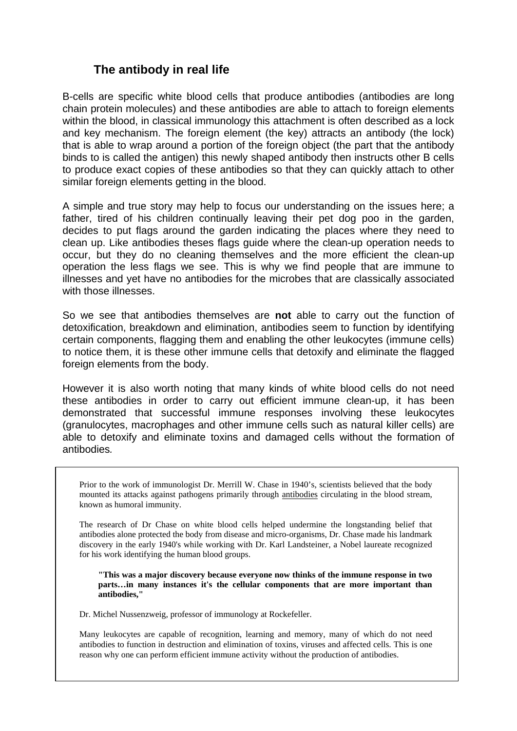## The antibody in real life

B-cells are specific white blood cells that produce antibodies (antibodies are long chain protein molecules) and these antibodies are able to attach to foreign elements within the blood, in classical immunology this attachment is often described as a lock and key mechanism. The foreign element (the key) attracts an antibody (the lock) that is able to wrap around a portion of the foreign object (the part that the antibody binds to is called the antigen) this newly shaped antibody then instructs other B cells to produce exact copies of these antibodies so that they can quickly attach to other similar foreign elements getting in the blood.

A simple and true story may help to focus our understanding on the issues here; a father, tired of his children continually leaving their pet dog poo in the garden, decides to put flags around the garden indicating the places where they need to clean up. Like antibodies theses flags guide where the clean-up operation needs to occur, but they do no cleaning themselves and the more efficient the clean-up operation the less flags we see. This is why we find people that are immune to illnesses and yet have no antibodies for the microbes that are classically associated with those illnesses.

So we see that antibodies themselves are **not** able to carry out the function of detoxification, breakdown and elimination, antibodies seem to function by identifying certain components, flagging them and enabling the other leukocytes (immune cells) to notice them, it is these other immune cells that detoxify and eliminate the flagged foreign elements from the body.

However it is also worth noting that many kinds of white blood cells do not need these antibodies in order to carry out efficient immune clean-up, it has been demonstrated that successful immune responses involving these leukocytes (granulocytes, macrophages and other immune cells such as natural killer cells) are able to detoxify and eliminate toxins and damaged cells without the formation of antibodies.

Prior to the work of immunologist Dr. Merrill W. Chase in 1940's, scientists believed that the body mounted its attacks against pathogens primarily through antibodies circulating in the blood stream, known as humoral immunity.

The research of Dr Chase on white blood cells helped undermine the longstanding belief that antibodies alone protected the body from disease and micro-organisms, Dr. Chase made his landmark discovery in the early 1940's while working with Dr. Karl Landsteiner, a Nobel laureate recognized for his work identifying the human blood groups.

> **"This was a major discovery because everyone now thinks of the immune response in two parts…in many instances it's the cellular components that are more important than antibodies,"**

Dr. Michel Nussenzweig, professor of immunology at Rockefeller.

Many leukocytes are capable of recognition, learning and memory, many of which do not need antibodies to function in destruction and elimination of toxins, viruses and affected cells. This is one reason why one can perform efficient immune activity without the production of antibodies.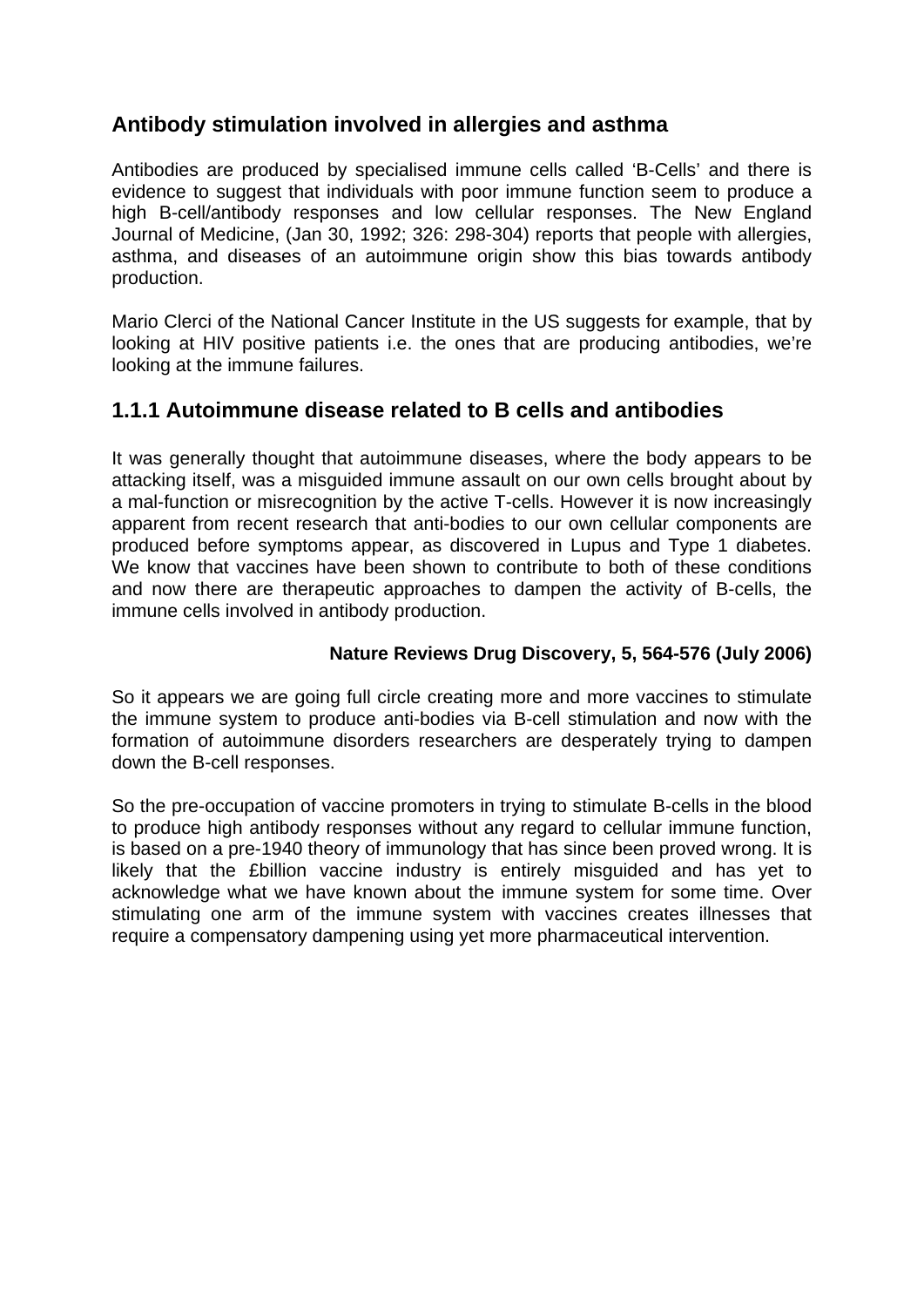## Antibody stimulation involved in allergies and asthma

Antibodies are produced by specialised immune cells called 'B-Cells' and there is evidence to suggest that individuals with poor immune function seem to produce a high B-cell/antibody responses and low cellular responses. The New England Journal of Medicine, (Jan 30, 1992; 326: 298-304) reports that people with allergies, asthma, and diseases of an autoimmune origin show this bias towards antibody production.

Mario Clerci of the National Cancer Institute in the US suggests for example, that by looking at HIV positive patients i.e. the ones that are producing antibodies, we're looking at the immune failures.

### 1.1.1 Autoimmune disease related to B cells and antibodies

It was generally thought that autoimmune diseases, where the body appears to be attacking itself, was a misguided immune assault on our own cells brought about by a mal-function or misrecognition by the active T-cells. However it is now increasingly apparent from recent research that anti-bodies to our own cellular components are produced before symptoms appear, as discovered in Lupus and Type 1 diabetes. We know that vaccines have been shown to contribute to both of these conditions and now there are therapeutic approaches to dampen the activity of B-cells, the immune cells involved in antibody production.

**Nature Reviews Drug Discovery, 5, 564-576 (July 2006)**

So it appears we are going full circle creating more and more vaccines to stimulate the immune system to produce anti-bodies via B-cell stimulation and now with the formation of autoimmune disorders researchers are desperately trying to dampen down the B-cell responses.

So the pre-occupation of vaccine promoters in trying to stimulate B-cells in the blood to produce high antibody responses without any regard to cellular immune function, is based on a pre-1940 theory of immunology that has since been proved wrong. It is likely that the £billion vaccine industry is entirely misguided and has yet to acknowledge what we have known about the immune system for some time. Over stimulating one arm of the immune system with vaccines creates illnesses that require a compensatory dampening using yet more pharmaceutical intervention.